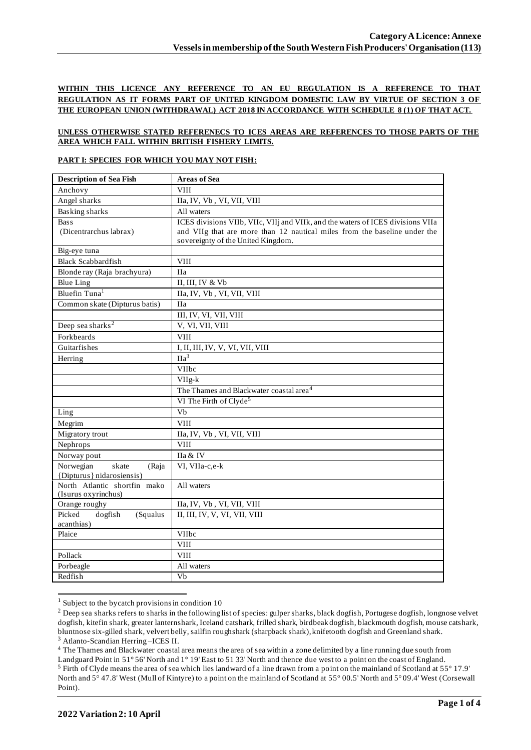**Category A Licence: Annexe**
**Vessels in membership of the South Western Fish Producers' Organisation (113)**

**WITHIN THIS LICENCE ANY REFERENCE TO AN EU REGULATION IS A REFERENCE TO THAT REGULATION AS IT FORMS PART OF UNITED KINGDOM DOMESTIC LAW BY VIRTUE OF SECTION 3 OF THE EUROPEAN UNION (WITHDRAWAL) ACT 2018 IN ACCORDANCE WITH SCHEDULE 8 (1) OF THAT ACT.**

**UNLESS OTHERWISE STATED REFERENECS TO ICES AREAS ARE REFERENCES TO THOSE PARTS OF THE AREA WHICH FALL WITHIN BRITISH FISHERY LIMITS.**

**PART I: SPECIES FOR WHICH YOU MAY NOT FISH:**

| Description of Sea Fish | Areas of Sea |
|---|---|
| Anchovy | VIII |
| Angel sharks | IIa, IV, Vb , VI, VII, VIII |
| Basking sharks | All waters |
| Bass (Dicentrarchus labrax) | ICES divisions VIIb, VIIc, VIIj and VIIk, and the waters of ICES divisions VIIa and VIIg that are more than 12 nautical miles from the baseline under the sovereignty of the United Kingdom. |
| Big-eye tuna | |
| Black Scabbardfish | VIII |
| Blonde ray (Raja brachyura) | IIa |
| Blue Ling | II, III, IV & Vb |
| Bluefin Tuna[1] | IIa, IV, Vb , VI, VII, VIII |
| Common skate (Dipturus batis) | IIa |
| | III, IV, VI, VII, VIII |
| Deep sea sharks[2] | V, VI, VII, VIII |
| Forkbeards | VIII |
| Guitarfishes | I, II, III, IV, V, VI, VII, VIII |
| Herring | IIa[3] |
| | VIIbc |
| | VIIg-k |
| | The Thames and Blackwater coastal area[4] |
| | VI The Firth of Clyde[5] |
| Ling | Vb |
| Megrim | VIII |
| Migratory trout | IIa, IV, Vb , VI, VII, VIII |
| Nephrops | VIII |
| Norway pout | IIa & IV |
| Norwegian skate (Raja {Dipturus} nidarosiensis) | VI, VIIa-c,e-k |
| North Atlantic shortfin mako (Isurus oxyrinchus) | All waters |
| Orange roughy | IIa, IV, Vb , VI, VII, VIII |
| Picked dogfish (Squalus acanthias) | II, III, IV, V, VI, VII, VIII |
| Plaice | VIIbc |
| | VIII |
| Pollack | VIII |
| Porbeagle | All waters |
| Redfish | Vb |

[1] Subject to the bycatch provisions in condition 10

[2] Deep sea sharks refers to sharks in the following list of species: gulper sharks, black dogfish, Portugese dogfish, longnose velvet dogfish, kitefin shark, greater lanternshark, Iceland catshark, frilled shark, birdbeak dogfish, blackmouth dogfish, mouse catshark, bluntnose six-gilled shark, velvert belly, sailfin roughshark (sharpback shark), knifetooth dogfish and Greenland shark.

[3] Atlanto-Scandian Herring –ICES II.

[4] The Thames and Blackwater coastal area means the area of sea within a zone delimited by a line running due south from Landguard Point in 51° 56' North and 1° 19' East to 51 33' North and thence due west to a point on the coast of England.

[5] Firth of Clyde means the area of sea which lies landward of a line drawn from a point on the mainland of Scotland at 55° 17.9' North and 5° 47.8' West (Mull of Kintyre) to a point on the mainland of Scotland at 55° 00.5' North and 5° 09.4' West (Corsewall Point).

**2022 Variation 2: 10 April**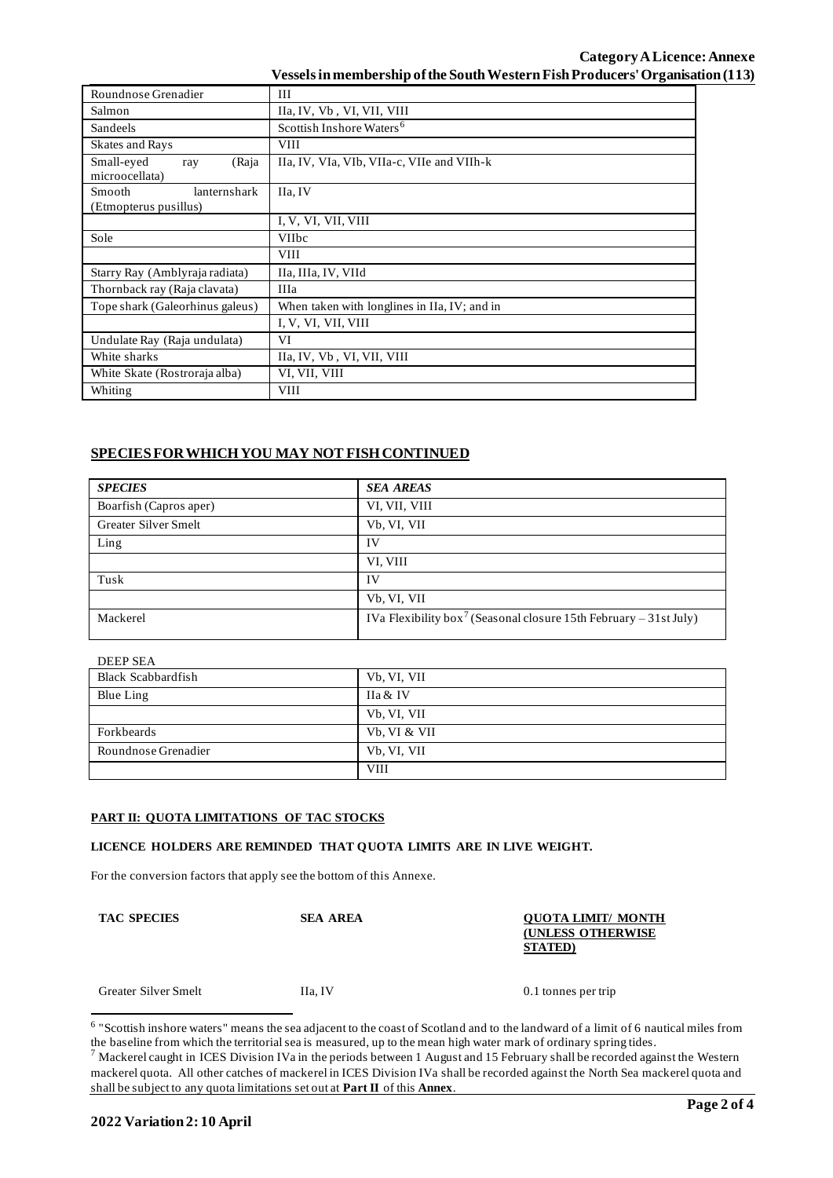| | |
|---|---|
| Roundnose Grenadier | III |
| Salmon | IIa, IV, Vb , VI, VII, VIII |
| Sandeels | Scottish Inshore Waters[6] |
| Skates and Rays | VIII |
| Small-eyed ray (Raja microocellata) | IIa, IV, VIa, VIb, VIIa-c, VIIe and VIIh-k |
| Smooth lanternshark (Etmopterus pusillus) | IIa, IV |
| | I, V, VI, VII, VIII |
| Sole | VIIbc |
| | VIII |
| Starry Ray (Amblyraja radiata) | IIa, IIIa, IV, VIId |
| Thornback ray (Raja clavata) | IIIa |
| Tope shark (Galeorhinus galeus) | When taken with longlines in IIa, IV; and in |
| | I, V, VI, VII, VIII |
| Undulate Ray (Raja undulata) | VI |
| White sharks | IIa, IV, Vb , VI, VII, VIII |
| White Skate (Rostroraja alba) | VI, VII, VIII |
| Whiting | VIII |

## SPECIES FOR WHICH YOU MAY NOT FISH CONTINUED

| *SPECIES* | *SEA AREAS* |
|---|---|
| Boarfish (Capros aper) | VI, VII, VIII |
| Greater Silver Smelt | Vb, VI, VII |
| Ling | IV |
| | VI, VIII |
| Tusk | IV |
| | Vb, VI, VII |
| Mackerel | IVa Flexibility box[7] (Seasonal closure 15th February – 31st July) |

DEEP SEA

| | |
|---|---|
| Black Scabbardfish | Vb, VI, VII |
| Blue Ling | IIa & IV |
| | Vb, VI, VII |
| Forkbeards | Vb, VI & VII |
| Roundnose Grenadier | Vb, VI, VII |
| | VIII |

**PART II: QUOTA LIMITATIONS OF TAC STOCKS**

**LICENCE HOLDERS ARE REMINDED THAT QUOTA LIMITS ARE IN LIVE WEIGHT.**

For the conversion factors that apply see the bottom of this Annexe.

| **TAC SPECIES** | **SEA AREA** | **QUOTA LIMIT/ MONTH (UNLESS OTHERWISE STATED)** |
|---|---|---|
| Greater Silver Smelt | IIa, IV | 0.1 tonnes per trip |

[6] "Scottish inshore waters" means the sea adjacent to the coast of Scotland and to the landward of a limit of 6 nautical miles from the baseline from which the territorial sea is measured, up to the mean high water mark of ordinary spring tides.

[7] Mackerel caught in ICES Division IVa in the periods between 1 August and 15 February shall be recorded against the Western mackerel quota. All other catches of mackerel in ICES Division IVa shall be recorded against the North Sea mackerel quota and shall be subject to any quota limitations set out at **Part II** of this **Annex**.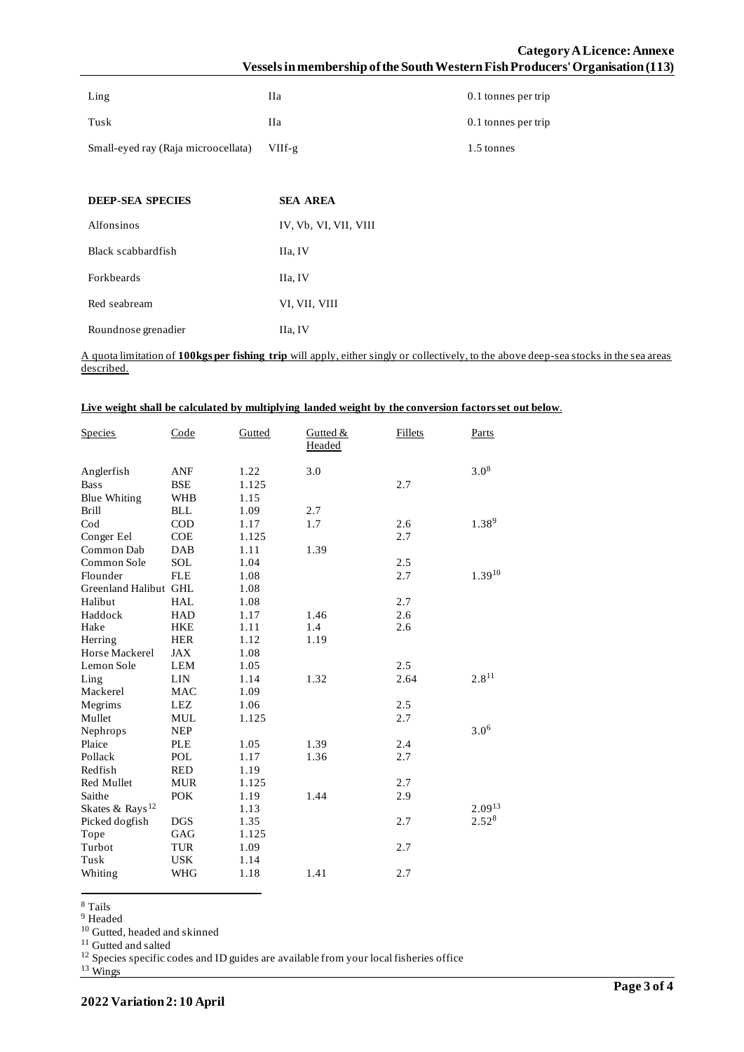| | | |
|---|---|---|
| Ling | IIa | 0.1 tonnes per trip |
| Tusk | IIa | 0.1 tonnes per trip |
| Small-eyed ray (Raja microocellata) | VIIf-g | 1.5 tonnes |

| **DEEP-SEA SPECIES** | **SEA AREA** |
|---|---|
| Alfonsinos | IV, Vb, VI, VII, VIII |
| Black scabbardfish | IIa, IV |
| Forkbeards | IIa, IV |
| Red seabream | VI, VII, VIII |
| Roundnose grenadier | IIa, IV |

A quota limitation of **100kgs per fishing trip** will apply, either singly or collectively, to the above deep-sea stocks in the sea areas described.

**Live weight shall be calculated by multiplying landed weight by the conversion factors set out below**.

| Species | Code | Gutted | Gutted & Headed | Fillets | Parts |
|---|---|---|---|---|---|
| Anglerfish | ANF | 1.22 | 3.0 | | 3.0[8] |
| Bass | BSE | 1.125 | | 2.7 | |
| Blue Whiting | WHB | 1.15 | | | |
| Brill | BLL | 1.09 | 2.7 | | |
| Cod | COD | 1.17 | 1.7 | 2.6 | 1.38[9] |
| Conger Eel | COE | 1.125 | | 2.7 | |
| Common Dab | DAB | 1.11 | 1.39 | | |
| Common Sole | SOL | 1.04 | | 2.5 | |
| Flounder | FLE | 1.08 | | 2.7 | 1.39[10] |
| Greenland Halibut | GHL | 1.08 | | | |
| Halibut | HAL | 1.08 | | 2.7 | |
| Haddock | HAD | 1.17 | 1.46 | 2.6 | |
| Hake | HKE | 1.11 | 1.4 | 2.6 | |
| Herring | HER | 1.12 | 1.19 | | |
| Horse Mackerel | JAX | 1.08 | | | |
| Lemon Sole | LEM | 1.05 | | 2.5 | |
| Ling | LIN | 1.14 | 1.32 | 2.64 | 2.8[11] |
| Mackerel | MAC | 1.09 | | | |
| Megrims | LEZ | 1.06 | | 2.5 | |
| Mullet | MUL | 1.125 | | 2.7 | |
| Nephrops | NEP | | | | 3.0[6] |
| Plaice | PLE | 1.05 | 1.39 | 2.4 | |
| Pollack | POL | 1.17 | 1.36 | 2.7 | |
| Redfish | RED | 1.19 | | | |
| Red Mullet | MUR | 1.125 | | 2.7 | |
| Saithe | POK | 1.19 | 1.44 | 2.9 | |
| Skates & Rays[12] | | 1.13 | | | 2.09[13] |
| Picked dogfish | DGS | 1.35 | | 2.7 | 2.52[8] |
| Tope | GAG | 1.125 | | | |
| Turbot | TUR | 1.09 | | 2.7 | |
| Tusk | USK | 1.14 | | | |
| Whiting | WHG | 1.18 | 1.41 | 2.7 | |

[8] Tails
[9] Headed
[10] Gutted, headed and skinned
[11] Gutted and salted
[12] Species specific codes and ID guides are available from your local fisheries office
[13] Wings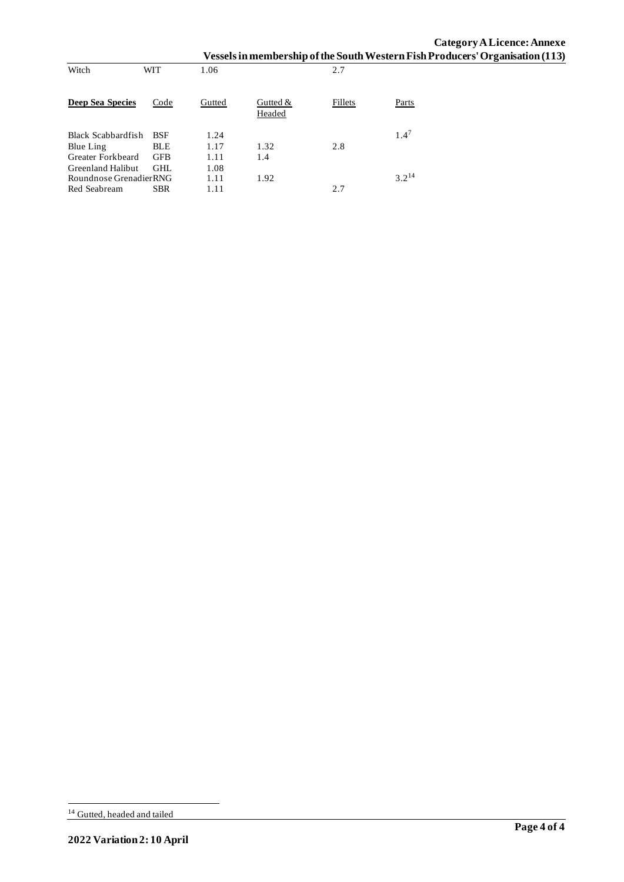| | | | | | |
|---|---|---|---|---|---|
| Witch | WIT | 1.06 | | 2.7 | |

| **Deep Sea Species** | Code | Gutted | Gutted & Headed | Fillets | Parts |
|---|---|---|---|---|---|
| Black Scabbardfish | BSF | 1.24 | | | 1.4[7] |
| Blue Ling | BLE | 1.17 | 1.32 | 2.8 | |
| Greater Forkbeard | GFB | 1.11 | 1.4 | | |
| Greenland Halibut | GHL | 1.08 | | | |
| Roundnose Grenadier | RNG | 1.11 | 1.92 | | 3.2[14] |
| Red Seabream | SBR | 1.11 | | 2.7 | |

[14] Gutted, headed and tailed

**2022 Variation 2: 10 April**